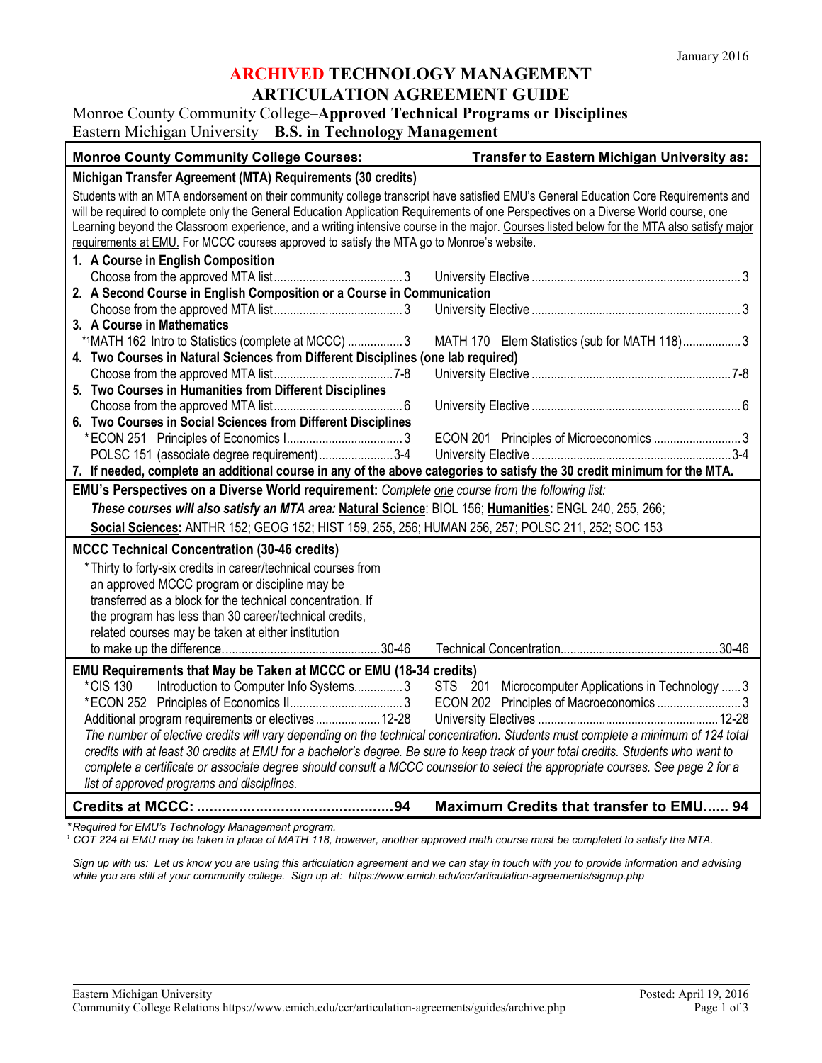January 2016

# ARCHIVED TECHNOLOGY MANAGEMENT ARTICULATION AGREEMENT GUIDE

Monroe County Community College–**Approved Technical Programs or Disciplines**
Eastern Michigan University – **B.S. in Technology Management**

| Monroe County Community College Courses: | Transfer to Eastern Michigan University as: |
|---|---|
| **Michigan Transfer Agreement (MTA) Requirements (30 credits)** | |
| Students with an MTA endorsement on their community college transcript have satisfied EMU's General Education Core Requirements and will be required to complete only the General Education Application Requirements of one Perspectives on a Diverse World course, one Learning beyond the Classroom experience, and a writing intensive course in the major. Courses listed below for the MTA also satisfy major requirements at EMU. For MCCC courses approved to satisfy the MTA go to Monroe's website. | |
| **1. A Course in English Composition** | |
| Choose from the approved MTA list ........ 3 | University Elective ........ 3 |
| **2. A Second Course in English Composition or a Course in Communication** | |
| Choose from the approved MTA list ........ 3 | University Elective ........ 3 |
| **3. A Course in Mathematics** | |
| *[1]MATH 162 Intro to Statistics (complete at MCCC) ........ 3 | MATH 170 Elem Statistics (sub for MATH 118) ........ 3 |
| **4. Two Courses in Natural Sciences from Different Disciplines (one lab required)** | |
| Choose from the approved MTA list ........ 7-8 | University Elective ........ 7-8 |
| **5. Two Courses in Humanities from Different Disciplines** | |
| Choose from the approved MTA list ........ 6 | University Elective ........ 6 |
| **6. Two Courses in Social Sciences from Different Disciplines** | |
| *ECON 251 Principles of Economics I ........ 3 | ECON 201 Principles of Microeconomics ........ 3 |
| POLSC 151 (associate degree requirement) ........ 3-4 | University Elective ........ 3-4 |
| **7. If needed, complete an additional course in any of the above categories to satisfy the 30 credit minimum for the MTA.** | |
| **EMU's Perspectives on a Diverse World requirement:** *Complete one course from the following list:* | |
| ***These courses will also satisfy an MTA area:* Natural Science**: BIOL 156; **Humanities:** ENGL 240, 255, 266; **Social Sciences:** ANTHR 152; GEOG 152; HIST 159, 255, 256; HUMAN 256, 257; POLSC 211, 252; SOC 153 | |
| **MCCC Technical Concentration (30-46 credits)** | |
| *Thirty to forty-six credits in career/technical courses from an approved MCCC program or discipline may be transferred as a block for the technical concentration. If the program has less than 30 career/technical credits, related courses may be taken at either institution to make up the difference. ........ 30-46 | Technical Concentration ........ 30-46 |
| **EMU Requirements that May be Taken at MCCC or EMU (18-34 credits)** | |
| *CIS 130 Introduction to Computer Info Systems ........ 3 | STS 201 Microcomputer Applications in Technology ........ 3 |
| *ECON 252 Principles of Economics II ........ 3 | ECON 202 Principles of Macroeconomics ........ 3 |
| Additional program requirements or electives ........ 12-28 | University Electives ........ 12-28 |
| *The number of elective credits will vary depending on the technical concentration. Students must complete a minimum of 124 total credits with at least 30 credits at EMU for a bachelor's degree. Be sure to keep track of your total credits. Students who want to complete a certificate or associate degree should consult a MCCC counselor to select the appropriate courses. See page 2 for a list of approved programs and disciplines.* | |
| **Credits at MCCC: ........ 94** | **Maximum Credits that transfer to EMU ........ 94** |

*\*Required for EMU's Technology Management program.*
*[1] COT 224 at EMU may be taken in place of MATH 118, however, another approved math course must be completed to satisfy the MTA.*

*Sign up with us: Let us know you are using this articulation agreement and we can stay in touch with you to provide information and advising while you are still at your community college. Sign up at: https://www.emich.edu/ccr/articulation-agreements/signup.php*

Eastern Michigan University
Community College Relations https://www.emich.edu/ccr/articulation-agreements/guides/archive.php

Posted: April 19, 2016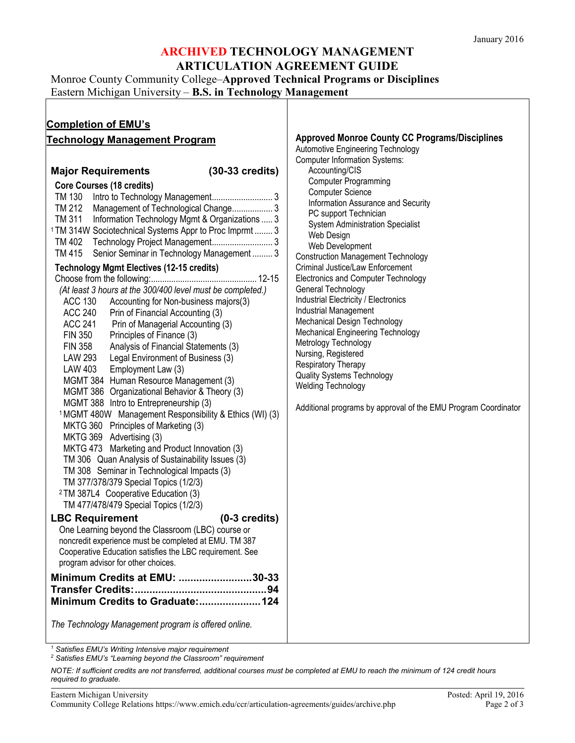January 2016

# ARCHIVED TECHNOLOGY MANAGEMENT ARTICULATION AGREEMENT GUIDE

Monroe County Community College–**Approved Technical Programs or Disciplines**
Eastern Michigan University – **B.S. in Technology Management**

## Completion of EMU's Technology Management Program

### Major Requirements (30-33 credits)

**Core Courses (18 credits)**

- TM 130 Intro to Technology Management........................... 3
- TM 212 Management of Technological Change.................. 3
- TM 311 Information Technology Mgmt & Organizations ..... 3
- [1] TM 314W Sociotechnical Systems Appr to Proc Imprmt ........ 3
- TM 402 Technology Project Management........................... 3
- TM 415 Senior Seminar in Technology Management ......... 3

**Technology Mgmt Electives (12-15 credits)**

Choose from the following:............................................... 12-15

*(At least 3 hours at the 300/400 level must be completed.)*

- ACC 130 Accounting for Non-business majors(3)
- ACC 240 Prin of Financial Accounting (3)
- ACC 241 Prin of Managerial Accounting (3)
- FIN 350 Principles of Finance (3)
- FIN 358 Analysis of Financial Statements (3)
- LAW 293 Legal Environment of Business (3)
- LAW 403 Employment Law (3)
- MGMT 384 Human Resource Management (3)
- MGMT 386 Organizational Behavior & Theory (3)
- MGMT 388 Intro to Entrepreneurship (3)
- [1] MGMT 480W Management Responsibility & Ethics (WI) (3)
- MKTG 360 Principles of Marketing (3)
- MKTG 369 Advertising (3)
- MKTG 473 Marketing and Product Innovation (3)
- TM 306 Quan Analysis of Sustainability Issues (3)
- TM 308 Seminar in Technological Impacts (3)
- TM 377/378/379 Special Topics (1/2/3)
- [2] TM 387L4 Cooperative Education (3)
- TM 477/478/479 Special Topics (1/2/3)

### LBC Requirement (0-3 credits)

One Learning beyond the Classroom (LBC) course or noncredit experience must be completed at EMU. TM 387 Cooperative Education satisfies the LBC requirement. See program advisor for other choices.

**Minimum Credits at EMU: .........................30-33**
**Transfer Credits:............................................94**
**Minimum Credits to Graduate:.....................124**

*The Technology Management program is offered online.*

### Approved Monroe County CC Programs/Disciplines

- Automotive Engineering Technology
- Computer Information Systems:
  - Accounting/CIS
  - Computer Programming
  - Computer Science
  - Information Assurance and Security
  - PC support Technician
  - System Administration Specialist
  - Web Design
  - Web Development
- Construction Management Technology
- Criminal Justice/Law Enforcement
- Electronics and Computer Technology
- General Technology
- Industrial Electricity / Electronics
- Industrial Management
- Mechanical Design Technology
- Mechanical Engineering Technology
- Metrology Technology
- Nursing, Registered
- Respiratory Therapy
- Quality Systems Technology
- Welding Technology

Additional programs by approval of the EMU Program Coordinator

---

*[1] Satisfies EMU's Writing Intensive major requirement*
*[2] Satisfies EMU's "Learning beyond the Classroom" requirement*

*NOTE: If sufficient credits are not transferred, additional courses must be completed at EMU to reach the minimum of 124 credit hours required to graduate.*

Eastern Michigan University
Community College Relations https://www.emich.edu/ccr/articulation-agreements/guides/archive.php
Posted: April 19, 2016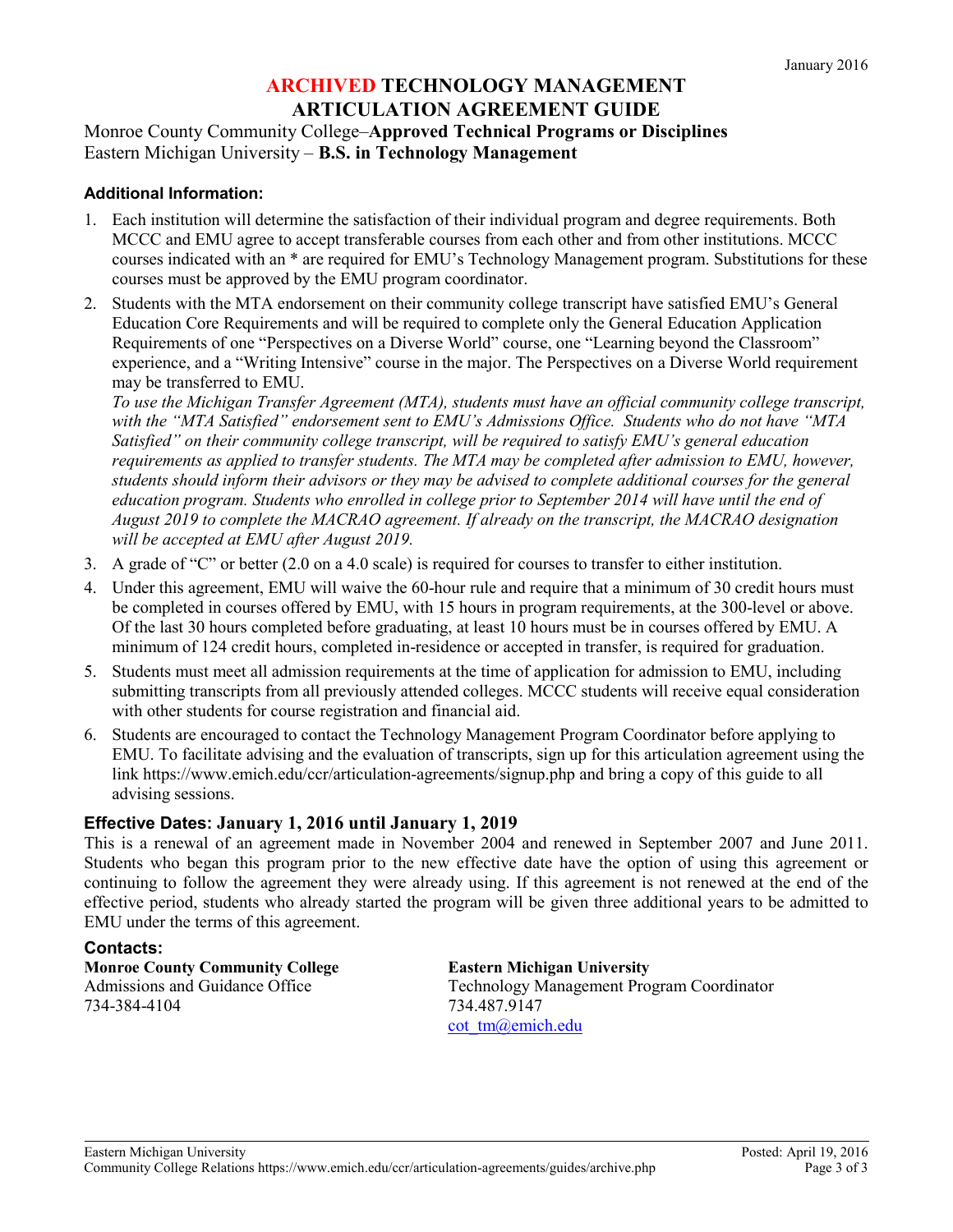January 2016

# ARCHIVED TECHNOLOGY MANAGEMENT ARTICULATION AGREEMENT GUIDE

Monroe County Community College–**Approved Technical Programs or Disciplines**
Eastern Michigan University – **B.S. in Technology Management**

### Additional Information:

1. Each institution will determine the satisfaction of their individual program and degree requirements. Both MCCC and EMU agree to accept transferable courses from each other and from other institutions. MCCC courses indicated with an * are required for EMU's Technology Management program. Substitutions for these courses must be approved by the EMU program coordinator.
2. Students with the MTA endorsement on their community college transcript have satisfied EMU's General Education Core Requirements and will be required to complete only the General Education Application Requirements of one "Perspectives on a Diverse World" course, one "Learning beyond the Classroom" experience, and a "Writing Intensive" course in the major. The Perspectives on a Diverse World requirement may be transferred to EMU.
   *To use the Michigan Transfer Agreement (MTA), students must have an official community college transcript, with the "MTA Satisfied" endorsement sent to EMU's Admissions Office. Students who do not have "MTA Satisfied" on their community college transcript, will be required to satisfy EMU's general education requirements as applied to transfer students. The MTA may be completed after admission to EMU, however, students should inform their advisors or they may be advised to complete additional courses for the general education program. Students who enrolled in college prior to September 2014 will have until the end of August 2019 to complete the MACRAO agreement. If already on the transcript, the MACRAO designation will be accepted at EMU after August 2019.*
3. A grade of "C" or better (2.0 on a 4.0 scale) is required for courses to transfer to either institution.
4. Under this agreement, EMU will waive the 60-hour rule and require that a minimum of 30 credit hours must be completed in courses offered by EMU, with 15 hours in program requirements, at the 300-level or above. Of the last 30 hours completed before graduating, at least 10 hours must be in courses offered by EMU. A minimum of 124 credit hours, completed in-residence or accepted in transfer, is required for graduation.
5. Students must meet all admission requirements at the time of application for admission to EMU, including submitting transcripts from all previously attended colleges. MCCC students will receive equal consideration with other students for course registration and financial aid.
6. Students are encouraged to contact the Technology Management Program Coordinator before applying to EMU. To facilitate advising and the evaluation of transcripts, sign up for this articulation agreement using the link https://www.emich.edu/ccr/articulation-agreements/signup.php and bring a copy of this guide to all advising sessions.

### Effective Dates: January 1, 2016 until January 1, 2019

This is a renewal of an agreement made in November 2004 and renewed in September 2007 and June 2011. Students who began this program prior to the new effective date have the option of using this agreement or continuing to follow the agreement they were already using. If this agreement is not renewed at the end of the effective period, students who already started the program will be given three additional years to be admitted to EMU under the terms of this agreement.

### Contacts:

**Monroe County Community College**
Admissions and Guidance Office
734-384-4104

**Eastern Michigan University**
Technology Management Program Coordinator
734.487.9147
cot_tm@emich.edu

Eastern Michigan University
Community College Relations https://www.emich.edu/ccr/articulation-agreements/guides/archive.php
Posted: April 19, 2016